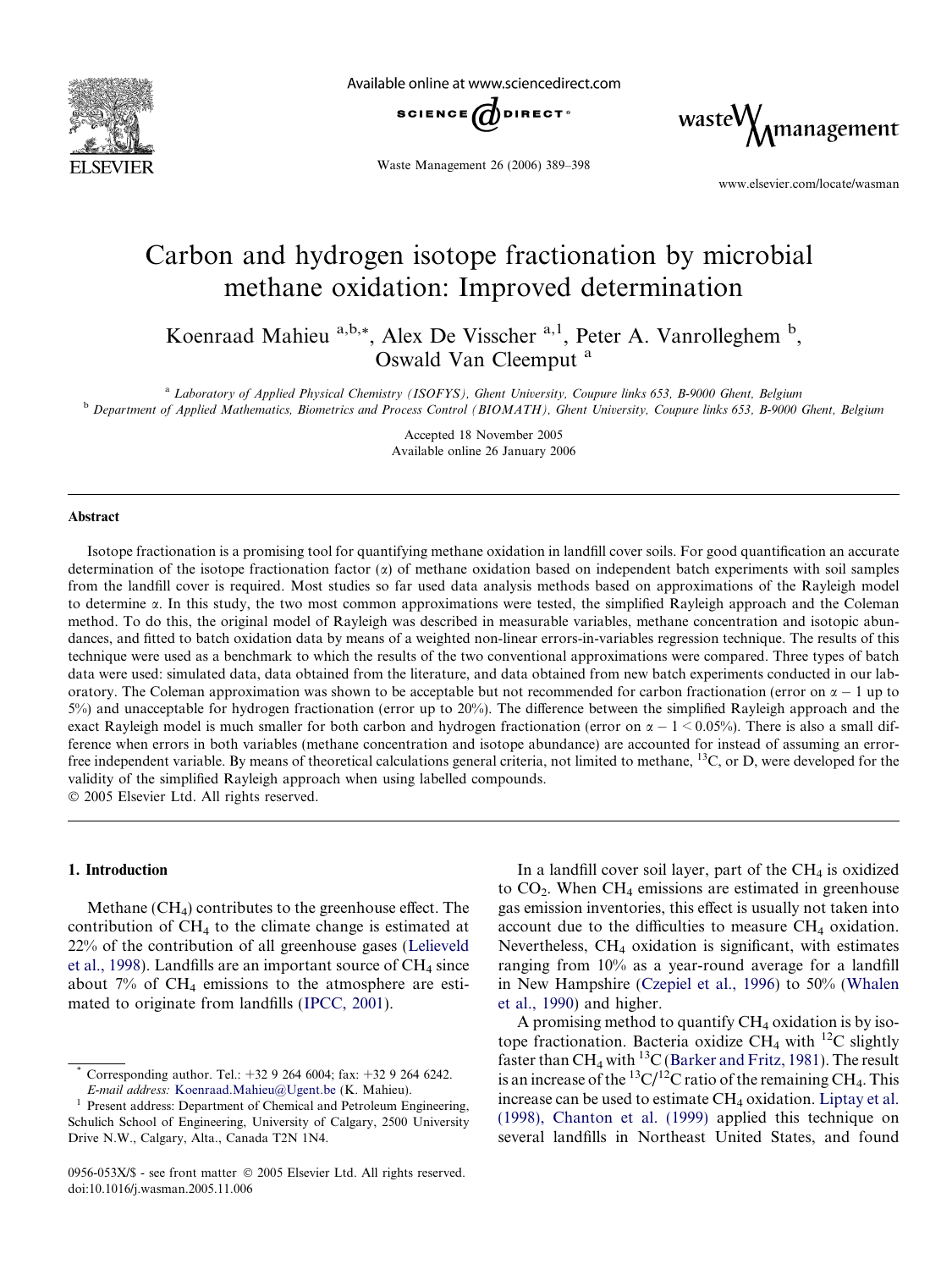# Carbon and hydrogen isotope fractionation by microbial methane oxidation: Improved determination

Koenraad Mahieu [a,b,*], Alex De Visscher [a,1], Peter A. Vanrolleghem [b], Oswald Van Cleemput [a]

[a] *Laboratory of Applied Physical Chemistry (ISOFYS), Ghent University, Coupure links 653, B-9000 Ghent, Belgium*
[b] *Department of Applied Mathematics, Biometrics and Process Control (BIOMATH), Ghent University, Coupure links 653, B-9000 Ghent, Belgium*

Accepted 18 November 2005
Available online 26 January 2006

## Abstract

Isotope fractionation is a promising tool for quantifying methane oxidation in landfill cover soils. For good quantification an accurate determination of the isotope fractionation factor ($\alpha$) of methane oxidation based on independent batch experiments with soil samples from the landfill cover is required. Most studies so far used data analysis methods based on approximations of the Rayleigh model to determine $\alpha$. In this study, the two most common approximations were tested, the simplified Rayleigh approach and the Coleman method. To do this, the original model of Rayleigh was described in measurable variables, methane concentration and isotopic abundances, and fitted to batch oxidation data by means of a weighted non-linear errors-in-variables regression technique. The results of this technique were used as a benchmark to which the results of the two conventional approximations were compared. Three types of batch data were used: simulated data, data obtained from the literature, and data obtained from new batch experiments conducted in our laboratory. The Coleman approximation was shown to be acceptable but not recommended for carbon fractionation (error on $\alpha - 1$ up to 5%) and unacceptable for hydrogen fractionation (error up to 20%). The difference between the simplified Rayleigh approach and the exact Rayleigh model is much smaller for both carbon and hydrogen fractionation (error on $\alpha - 1 < 0.05\%$). There is also a small difference when errors in both variables (methane concentration and isotope abundance) are accounted for instead of assuming an error-free independent variable. By means of theoretical calculations general criteria, not limited to methane, $^{13}C$, or D, were developed for the validity of the simplified Rayleigh approach when using labelled compounds.

© 2005 Elsevier Ltd. All rights reserved.

## 1. Introduction

Methane ($CH_4$) contributes to the greenhouse effect. The contribution of $CH_4$ to the climate change is estimated at 22% of the contribution of all greenhouse gases (Lelieveld et al., 1998). Landfills are an important source of $CH_4$ since about 7% of $CH_4$ emissions to the atmosphere are estimated to originate from landfills (IPCC, 2001).

In a landfill cover soil layer, part of the $CH_4$ is oxidized to $CO_2$. When $CH_4$ emissions are estimated in greenhouse gas emission inventories, this effect is usually not taken into account due to the difficulties to measure $CH_4$ oxidation. Nevertheless, $CH_4$ oxidation is significant, with estimates ranging from 10% as a year-round average for a landfill in New Hampshire (Czepiel et al., 1996) to 50% (Whalen et al., 1990) and higher.

A promising method to quantify $CH_4$ oxidation is by isotope fractionation. Bacteria oxidize $CH_4$ with $^{12}C$ slightly faster than $CH_4$ with $^{13}C$ (Barker and Fritz, 1981). The result is an increase of the $^{13}C/^{12}C$ ratio of the remaining $CH_4$. This increase can be used to estimate $CH_4$ oxidation. Liptay et al. (1998), Chanton et al. (1999) applied this technique on several landfills in Northeast United States, and found

---

\* Corresponding author. Tel.: +32 9 264 6004; fax: +32 9 264 6242. *E-mail address:* Koenraad.Mahieu@Ugent.be (K. Mahieu).

[1] Present address: Department of Chemical and Petroleum Engineering, Schulich School of Engineering, University of Calgary, 2500 University Drive N.W., Calgary, Alta., Canada T2N 1N4.

0956-053X/$ - see front matter © 2005 Elsevier Ltd. All rights reserved.
doi:10.1016/j.wasman.2005.11.006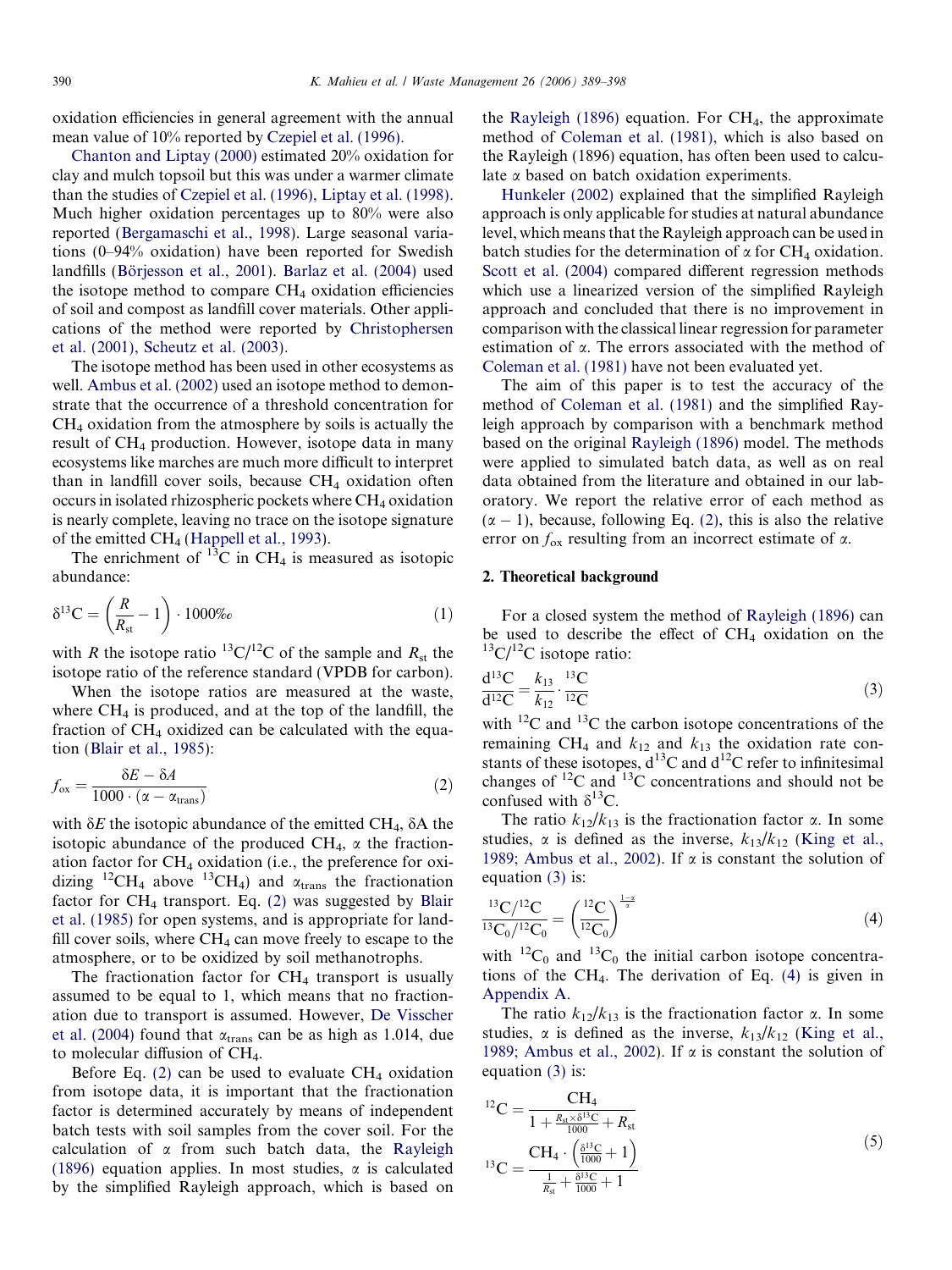oxidation efficiencies in general agreement with the annual mean value of 10% reported by Czepiel et al. (1996).

Chanton and Liptay (2000) estimated 20% oxidation for clay and mulch topsoil but this was under a warmer climate than the studies of Czepiel et al. (1996), Liptay et al. (1998). Much higher oxidation percentages up to 80% were also reported (Bergamaschi et al., 1998). Large seasonal variations (0–94% oxidation) have been reported for Swedish landfills (Börjesson et al., 2001). Barlaz et al. (2004) used the isotope method to compare $CH_4$ oxidation efficiencies of soil and compost as landfill cover materials. Other applications of the method were reported by Christophersen et al. (2001), Scheutz et al. (2003).

The isotope method has been used in other ecosystems as well. Ambus et al. (2002) used an isotope method to demonstrate that the occurrence of a threshold concentration for $CH_4$ oxidation from the atmosphere by soils is actually the result of $CH_4$ production. However, isotope data in many ecosystems like marches are much more difficult to interpret than in landfill cover soils, because $CH_4$ oxidation often occurs in isolated rhizospheric pockets where $CH_4$ oxidation is nearly complete, leaving no trace on the isotope signature of the emitted $CH_4$ (Happell et al., 1993).

The enrichment of $^{13}C$ in $CH_4$ is measured as isotopic abundance:

$$\delta^{13}C = \left(\frac{R}{R_{st}} - 1\right) \cdot 1000‰ \tag{1}$$

with $R$ the isotope ratio $^{13}C/^{12}C$ of the sample and $R_{st}$ the isotope ratio of the reference standard (VPDB for carbon).

When the isotope ratios are measured at the waste, where $CH_4$ is produced, and at the top of the landfill, the fraction of $CH_4$ oxidized can be calculated with the equation (Blair et al., 1985):

$$f_{ox} = \frac{\delta E - \delta A}{1000 \cdot (\alpha - \alpha_{trans})} \tag{2}$$

with $\delta E$ the isotopic abundance of the emitted $CH_4$, $\delta A$ the isotopic abundance of the produced $CH_4$, $\alpha$ the fractionation factor for $CH_4$ oxidation (i.e., the preference for oxidizing $^{12}CH_4$ above $^{13}CH_4$) and $\alpha_{trans}$ the fractionation factor for $CH_4$ transport. Eq. (2) was suggested by Blair et al. (1985) for open systems, and is appropriate for landfill cover soils, where $CH_4$ can move freely to escape to the atmosphere, or to be oxidized by soil methanotrophs.

The fractionation factor for $CH_4$ transport is usually assumed to be equal to 1, which means that no fractionation due to transport is assumed. However, De Visscher et al. (2004) found that $\alpha_{trans}$ can be as high as 1.014, due to molecular diffusion of $CH_4$.

Before Eq. (2) can be used to evaluate $CH_4$ oxidation from isotope data, it is important that the fractionation factor is determined accurately by means of independent batch tests with soil samples from the cover soil. For the calculation of $\alpha$ from such batch data, the Rayleigh (1896) equation applies. In most studies, $\alpha$ is calculated by the simplified Rayleigh approach, which is based on the Rayleigh (1896) equation. For $CH_4$, the approximate method of Coleman et al. (1981), which is also based on the Rayleigh (1896) equation, has often been used to calculate $\alpha$ based on batch oxidation experiments.

Hunkeler (2002) explained that the simplified Rayleigh approach is only applicable for studies at natural abundance level, which means that the Rayleigh approach can be used in batch studies for the determination of $\alpha$ for $CH_4$ oxidation. Scott et al. (2004) compared different regression methods which use a linearized version of the simplified Rayleigh approach and concluded that there is no improvement in comparison with the classical linear regression for parameter estimation of $\alpha$. The errors associated with the method of Coleman et al. (1981) have not been evaluated yet.

The aim of this paper is to test the accuracy of the method of Coleman et al. (1981) and the simplified Rayleigh approach by comparison with a benchmark method based on the original Rayleigh (1896) model. The methods were applied to simulated batch data, as well as on real data obtained from the literature and obtained in our laboratory. We report the relative error of each method as ($\alpha - 1$), because, following Eq. (2), this is also the relative error on $f_{ox}$ resulting from an incorrect estimate of $\alpha$.

## 2. Theoretical background

For a closed system the method of Rayleigh (1896) can be used to describe the effect of $CH_4$ oxidation on the $^{13}C/^{12}C$ isotope ratio:

$$\frac{d^{13}C}{d^{12}C} = \frac{k_{13}}{k_{12}} \cdot \frac{^{13}C}{^{12}C} \tag{3}$$

with $^{12}C$ and $^{13}C$ the carbon isotope concentrations of the remaining $CH_4$ and $k_{12}$ and $k_{13}$ the oxidation rate constants of these isotopes, $d^{13}C$ and $d^{12}C$ refer to infinitesimal changes of $^{12}C$ and $^{13}C$ concentrations and should not be confused with $\delta^{13}C$.

The ratio $k_{12}/k_{13}$ is the fractionation factor $\alpha$. In some studies, $\alpha$ is defined as the inverse, $k_{13}/k_{12}$ (King et al., 1989; Ambus et al., 2002). If $\alpha$ is constant the solution of equation (3) is:

$$\frac{^{13}C/^{12}C}{^{13}C_0/^{12}C_0} = \left(\frac{^{12}C}{^{12}C_0}\right)^{\frac{1-\alpha}{\alpha}} \tag{4}$$

with $^{12}C_0$ and $^{13}C_0$ the initial carbon isotope concentrations of the $CH_4$. The derivation of Eq. (4) is given in Appendix A.

The ratio $k_{12}/k_{13}$ is the fractionation factor $\alpha$. In some studies, $\alpha$ is defined as the inverse, $k_{13}/k_{12}$ (King et al., 1989; Ambus et al., 2002). If $\alpha$ is constant the solution of equation (3) is:

$$
\begin{aligned}
^{12}C &= \frac{CH_4}{1 + \frac{R_{st} \times \delta^{13}C}{1000} + R_{st}} \\
^{13}C &= \frac{CH_4 \cdot \left(\frac{\delta^{13}C}{1000} + 1\right)}{\frac{1}{R_{st}} + \frac{\delta^{13}C}{1000} + 1}
\end{aligned}
\tag{5}
$$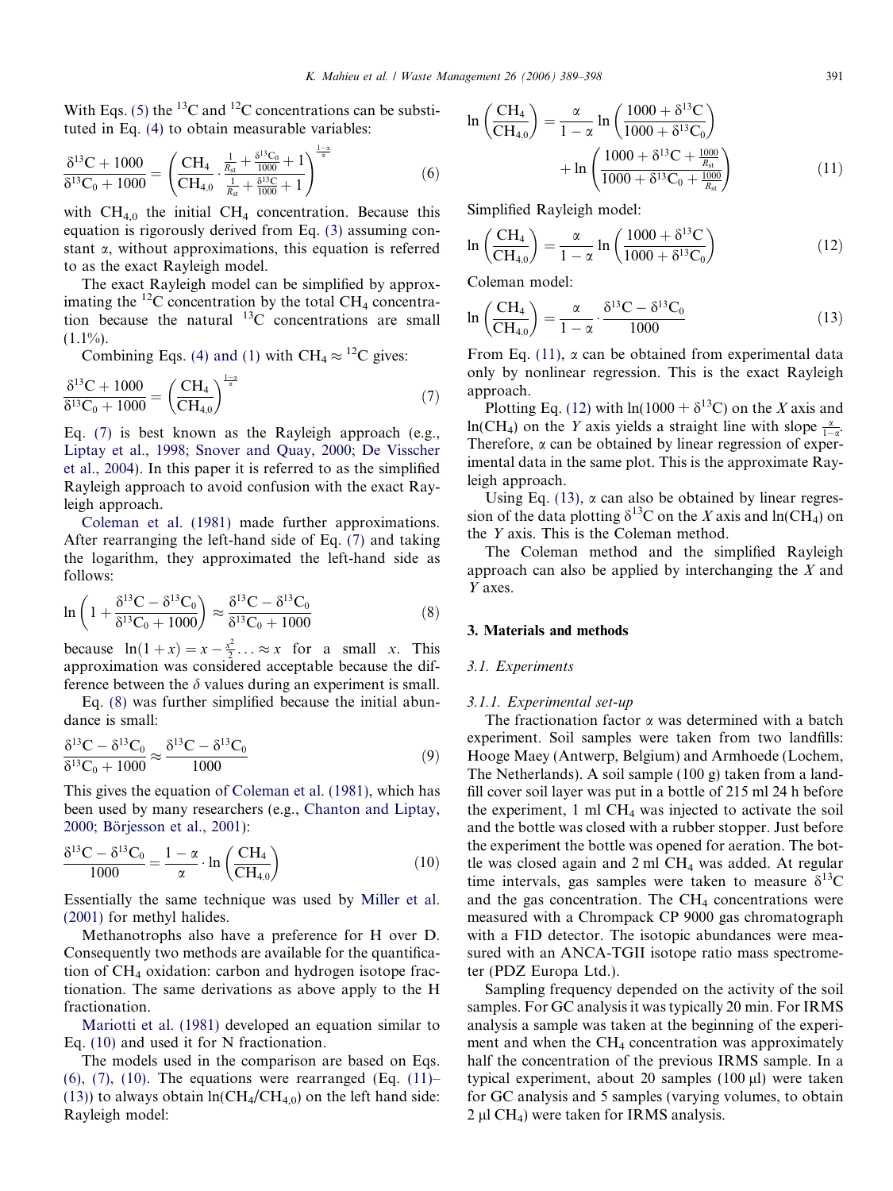With Eqs. (5) the $^{13}C$ and $^{12}C$ concentrations can be substituted in Eq. (4) to obtain measurable variables:

$$\frac{\delta^{13}C + 1000}{\delta^{13}C_0 + 1000} = \left( \frac{CH_4}{CH_{4,0}} \cdot \frac{\frac{1}{R_{st}} + \frac{\delta^{13}C_0}{1000} + 1}{\frac{1}{R_{st}} + \frac{\delta^{13}C}{1000} + 1} \right)^{\frac{1-\alpha}{\alpha}} \tag{6}$$

with $CH_{4,0}$ the initial $CH_4$ concentration. Because this equation is rigorously derived from Eq. (3) assuming constant $\alpha$, without approximations, this equation is referred to as the exact Rayleigh model.

The exact Rayleigh model can be simplified by approximating the $^{12}C$ concentration by the total $CH_4$ concentration because the natural $^{13}C$ concentrations are small (1.1%).

Combining Eqs. (4) and (1) with $CH_4 \approx {}^{12}C$ gives:

$$\frac{\delta^{13}C + 1000}{\delta^{13}C_0 + 1000} = \left( \frac{CH_4}{CH_{4,0}} \right)^{\frac{1-\alpha}{\alpha}} \tag{7}$$

Eq. (7) is best known as the Rayleigh approach (e.g., Liptay et al., 1998; Snover and Quay, 2000; De Visscher et al., 2004). In this paper it is referred to as the simplified Rayleigh approach to avoid confusion with the exact Rayleigh approach.

Coleman et al. (1981) made further approximations. After rearranging the left-hand side of Eq. (7) and taking the logarithm, they approximated the left-hand side as follows:

$$\ln\left(1 + \frac{\delta^{13}C - \delta^{13}C_0}{\delta^{13}C_0 + 1000}\right) \approx \frac{\delta^{13}C - \delta^{13}C_0}{\delta^{13}C_0 + 1000} \tag{8}$$

because $\ln(1 + x) = x - \frac{x^2}{2} \ldots \approx x$ for a small $x$. This approximation was considered acceptable because the difference between the $\delta$ values during an experiment is small.

Eq. (8) was further simplified because the initial abundance is small:

$$\frac{\delta^{13}C - \delta^{13}C_0}{\delta^{13}C_0 + 1000} \approx \frac{\delta^{13}C - \delta^{13}C_0}{1000} \tag{9}$$

This gives the equation of Coleman et al. (1981), which has been used by many researchers (e.g., Chanton and Liptay, 2000; Börjesson et al., 2001):

$$\frac{\delta^{13}C - \delta^{13}C_0}{1000} = \frac{1-\alpha}{\alpha} \cdot \ln\left(\frac{CH_4}{CH_{4,0}}\right) \tag{10}$$

Essentially the same technique was used by Miller et al. (2001) for methyl halides.

Methanotrophs also have a preference for H over D. Consequently two methods are available for the quantification of $CH_4$ oxidation: carbon and hydrogen isotope fractionation. The same derivations as above apply to the H fractionation.

Mariotti et al. (1981) developed an equation similar to Eq. (10) and used it for N fractionation.

The models used in the comparison are based on Eqs. (6), (7), (10). The equations were rearranged (Eq. (11)–(13)) to always obtain $\ln(CH_4/CH_{4,0})$ on the left hand side: Rayleigh model:

$$\ln\left(\frac{CH_4}{CH_{4,0}}\right) = \frac{\alpha}{1-\alpha} \ln\left(\frac{1000 + \delta^{13}C}{1000 + \delta^{13}C_0}\right) + \ln\left(\frac{1000 + \delta^{13}C + \frac{1000}{R_{st}}}{1000 + \delta^{13}C_0 + \frac{1000}{R_{st}}}\right) \tag{11}$$

Simplified Rayleigh model:

$$\ln\left(\frac{CH_4}{CH_{4,0}}\right) = \frac{\alpha}{1-\alpha} \ln\left(\frac{1000 + \delta^{13}C}{1000 + \delta^{13}C_0}\right) \tag{12}$$

Coleman model:

$$\ln\left(\frac{CH_4}{CH_{4,0}}\right) = \frac{\alpha}{1-\alpha} \cdot \frac{\delta^{13}C - \delta^{13}C_0}{1000} \tag{13}$$

From Eq. (11), $\alpha$ can be obtained from experimental data only by nonlinear regression. This is the exact Rayleigh approach.

Plotting Eq. (12) with $\ln(1000 + \delta^{13}C)$ on the $X$ axis and $\ln(CH_4)$ on the $Y$ axis yields a straight line with slope $\frac{\alpha}{1-\alpha}$. Therefore, $\alpha$ can be obtained by linear regression of experimental data in the same plot. This is the approximate Rayleigh approach.

Using Eq. (13), $\alpha$ can also be obtained by linear regression of the data plotting $\delta^{13}C$ on the $X$ axis and $\ln(CH_4)$ on the $Y$ axis. This is the Coleman method.

The Coleman method and the simplified Rayleigh approach can also be applied by interchanging the $X$ and $Y$ axes.

## 3. Materials and methods

### 3.1. Experiments

#### 3.1.1. Experimental set-up

The fractionation factor $\alpha$ was determined with a batch experiment. Soil samples were taken from two landfills: Hooge Maey (Antwerp, Belgium) and Armhoede (Lochem, The Netherlands). A soil sample (100 g) taken from a landfill cover soil layer was put in a bottle of 215 ml 24 h before the experiment, 1 ml $CH_4$ was injected to activate the soil and the bottle was closed with a rubber stopper. Just before the experiment the bottle was opened for aeration. The bottle was closed again and 2 ml $CH_4$ was added. At regular time intervals, gas samples were taken to measure $\delta^{13}C$ and the gas concentration. The $CH_4$ concentrations were measured with a Chrompack CP 9000 gas chromatograph with a FID detector. The isotopic abundances were measured with an ANCA-TGII isotope ratio mass spectrometer (PDZ Europa Ltd.).

Sampling frequency depended on the activity of the soil samples. For GC analysis it was typically 20 min. For IRMS analysis a sample was taken at the beginning of the experiment and when the $CH_4$ concentration was approximately half the concentration of the previous IRMS sample. In a typical experiment, about 20 samples (100 μl) were taken for GC analysis and 5 samples (varying volumes, to obtain 2 μl $CH_4$) were taken for IRMS analysis.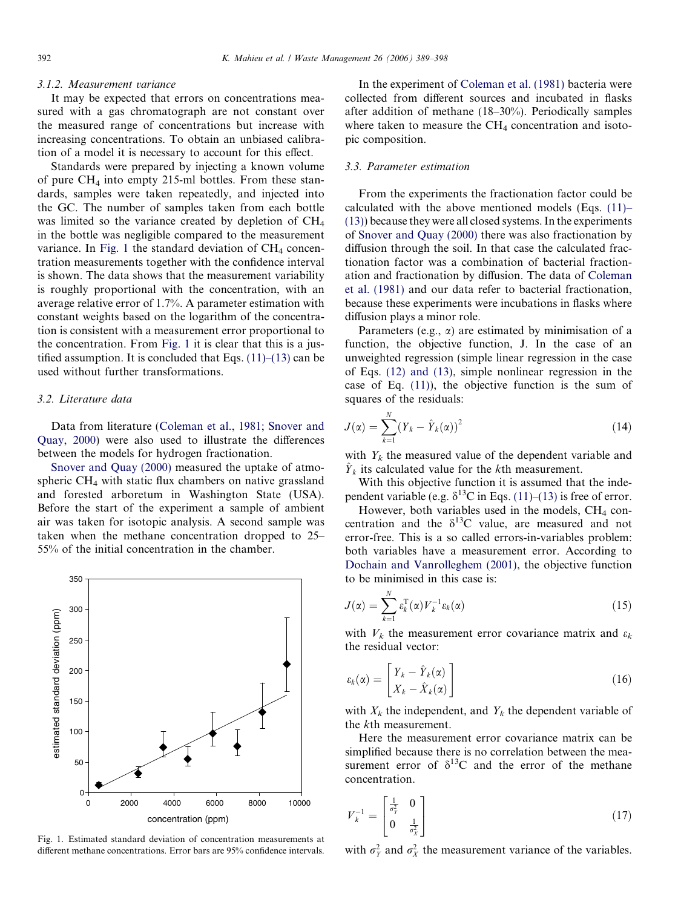#### 3.1.2. Measurement variance

It may be expected that errors on concentrations measured with a gas chromatograph are not constant over the measured range of concentrations but increase with increasing concentrations. To obtain an unbiased calibration of a model it is necessary to account for this effect.

Standards were prepared by injecting a known volume of pure $CH_4$ into empty 215-ml bottles. From these standards, samples were taken repeatedly, and injected into the GC. The number of samples taken from each bottle was limited so the variance created by depletion of $CH_4$ in the bottle was negligible compared to the measurement variance. In Fig. 1 the standard deviation of $CH_4$ concentration measurements together with the confidence interval is shown. The data shows that the measurement variability is roughly proportional with the concentration, with an average relative error of 1.7%. A parameter estimation with constant weights based on the logarithm of the concentration is consistent with a measurement error proportional to the concentration. From Fig. 1 it is clear that this is a justified assumption. It is concluded that Eqs. (11)–(13) can be used without further transformations.

### 3.2. Literature data

Data from literature (Coleman et al., 1981; Snover and Quay, 2000) were also used to illustrate the differences between the models for hydrogen fractionation.

Snover and Quay (2000) measured the uptake of atmospheric $CH_4$ with static flux chambers on native grassland and forested arboretum in Washington State (USA). Before the start of the experiment a sample of ambient air was taken for isotopic analysis. A second sample was taken when the methane concentration dropped to 25–55% of the initial concentration in the chamber.

Fig. 1. Estimated standard deviation of concentration measurements at different methane concentrations. Error bars are 95% confidence intervals.

In the experiment of Coleman et al. (1981) bacteria were collected from different sources and incubated in flasks after addition of methane (18–30%). Periodically samples where taken to measure the $CH_4$ concentration and isotopic composition.

### 3.3. Parameter estimation

From the experiments the fractionation factor could be calculated with the above mentioned models (Eqs. (11)–(13)) because they were all closed systems. In the experiments of Snover and Quay (2000) there was also fractionation by diffusion through the soil. In that case the calculated fractionation factor was a combination of bacterial fractionation and fractionation by diffusion. The data of Coleman et al. (1981) and our data refer to bacterial fractionation, because these experiments were incubations in flasks where diffusion plays a minor role.

Parameters (e.g., $\alpha$) are estimated by minimisation of a function, the objective function, J. In the case of an unweighted regression (simple linear regression in the case of Eqs. (12) and (13), simple nonlinear regression in the case of Eq. (11)), the objective function is the sum of squares of the residuals:

$$J(\alpha) = \sum_{k=1}^{N} \left(Y_k - \hat{Y}_k(\alpha)\right)^2 \tag{14}$$

with $Y_k$ the measured value of the dependent variable and $\hat{Y}_k$ its calculated value for the $k$th measurement.

With this objective function it is assumed that the independent variable (e.g. $\delta^{13}C$ in Eqs. (11)–(13) is free of error.

However, both variables used in the models, $CH_4$ concentration and the $\delta^{13}C$ value, are measured and not error-free. This is a so called errors-in-variables problem: both variables have a measurement error. According to Dochain and Vanrolleghem (2001), the objective function to be minimised in this case is:

$$J(\alpha) = \sum_{k=1}^{N} \varepsilon_k^{T}(\alpha) V_k^{-1} \varepsilon_k(\alpha) \tag{15}$$

with $V_k$ the measurement error covariance matrix and $\varepsilon_k$ the residual vector:

$$\varepsilon_k(\alpha) = \begin{bmatrix} Y_k - \hat{Y}_k(\alpha) \\ X_k - \hat{X}_k(\alpha) \end{bmatrix} \tag{16}$$

with $X_k$ the independent, and $Y_k$ the dependent variable of the $k$th measurement.

Here the measurement error covariance matrix can be simplified because there is no correlation between the measurement error of $\delta^{13}C$ and the error of the methane concentration.

$$V_k^{-1} = \begin{bmatrix} \frac{1}{\sigma_Y^2} & 0 \\ 0 & \frac{1}{\sigma_X^2} \end{bmatrix} \tag{17}$$

with $\sigma_Y^2$ and $\sigma_X^2$ the measurement variance of the variables.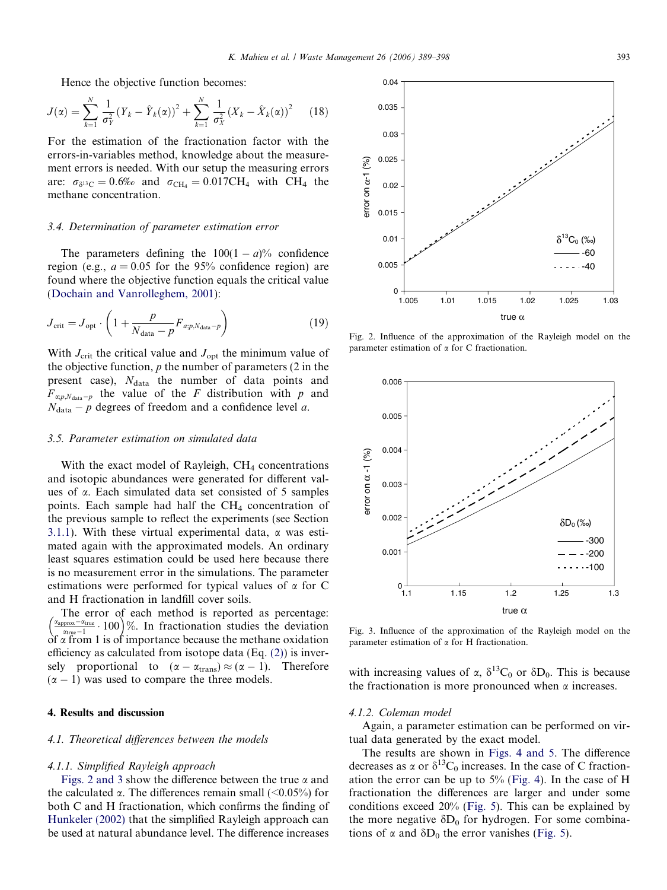Hence the objective function becomes:

$$J(\alpha) = \sum_{k=1}^{N} \frac{1}{\sigma_Y^2} (Y_k - \hat{Y}_k(\alpha))^2 + \sum_{k=1}^{N} \frac{1}{\sigma_X^2} (X_k - \hat{X}_k(\alpha))^2 \quad (18)$$

For the estimation of the fractionation factor with the errors-in-variables method, knowledge about the measurement errors is needed. With our setup the measuring errors are: $\sigma_{\delta^{13}C} = 0.6‰$ and $\sigma_{CH_4} = 0.017CH_4$ with $CH_4$ the methane concentration.

### 3.4. Determination of parameter estimation error

The parameters defining the $100(1-a)\%$ confidence region (e.g., $a = 0.05$ for the 95% confidence region) are found where the objective function equals the critical value (Dochain and Vanrolleghem, 2001):

$$J_{crit} = J_{opt} \cdot \left(1 + \frac{p}{N_{data} - p} F_{a;p,N_{data}-p}\right) \quad (19)$$

With $J_{crit}$ the critical value and $J_{opt}$ the minimum value of the objective function, $p$ the number of parameters (2 in the present case), $N_{data}$ the number of data points and $F_{\alpha;p,N_{data}-p}$ the value of the $F$ distribution with $p$ and $N_{data} - p$ degrees of freedom and a confidence level $a$.

### 3.5. Parameter estimation on simulated data

With the exact model of Rayleigh, $CH_4$ concentrations and isotopic abundances were generated for different values of $\alpha$. Each simulated data set consisted of 5 samples points. Each sample had half the $CH_4$ concentration of the previous sample to reflect the experiments (see Section 3.1.1). With these virtual experimental data, $\alpha$ was estimated again with the approximated models. An ordinary least squares estimation could be used here because there is no measurement error in the simulations. The parameter estimations were performed for typical values of $\alpha$ for C and H fractionation in landfill cover soils.

The error of each method is reported as percentage: $\left(\frac{\alpha_{approx}-\alpha_{true}}{\alpha_{true}-1} \cdot 100\right)\%$. In fractionation studies the deviation of $\alpha$ from 1 is of importance because the methane oxidation efficiency as calculated from isotope data (Eq. (2)) is inversely proportional to $(\alpha - \alpha_{trans}) \approx (\alpha - 1)$. Therefore $(\alpha - 1)$ was used to compare the three models.

## 4. Results and discussion

### 4.1. Theoretical differences between the models

#### 4.1.1. Simplified Rayleigh approach

Figs. 2 and 3 show the difference between the true $\alpha$ and the calculated $\alpha$. The differences remain small (<0.05%) for both C and H fractionation, which confirms the finding of Hunkeler (2002) that the simplified Rayleigh approach can be used at natural abundance level. The difference increases with increasing values of $\alpha$, $\delta^{13}C_0$ or $\delta D_0$. This is because the fractionation is more pronounced when $\alpha$ increases.

Fig. 2. Influence of the approximation of the Rayleigh model on the parameter estimation of $\alpha$ for C fractionation.

Fig. 3. Influence of the approximation of the Rayleigh model on the parameter estimation of $\alpha$ for H fractionation.

#### 4.1.2. Coleman model

Again, a parameter estimation can be performed on virtual data generated by the exact model.

The results are shown in Figs. 4 and 5. The difference decreases as $\alpha$ or $\delta^{13}C_0$ increases. In the case of C fractionation the error can be up to 5% (Fig. 4). In the case of H fractionation the differences are larger and under some conditions exceed 20% (Fig. 5). This can be explained by the more negative $\delta D_0$ for hydrogen. For some combinations of $\alpha$ and $\delta D_0$ the error vanishes (Fig. 5).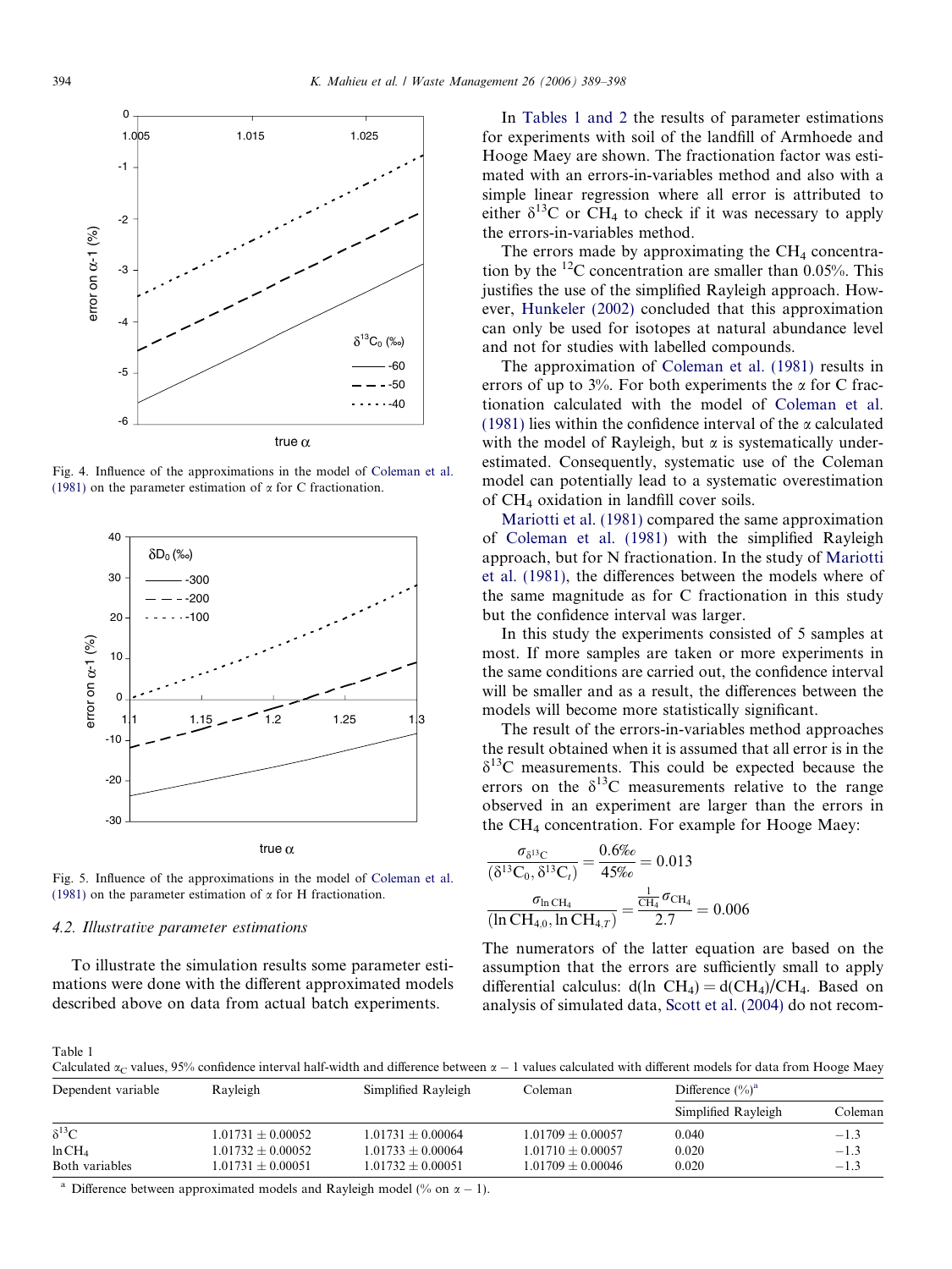Fig. 4. Influence of the approximations in the model of Coleman et al. (1981) on the parameter estimation of $\alpha$ for C fractionation.

Fig. 5. Influence of the approximations in the model of Coleman et al. (1981) on the parameter estimation of $\alpha$ for H fractionation.

### 4.2. Illustrative parameter estimations

To illustrate the simulation results some parameter estimations were done with the different approximated models described above on data from actual batch experiments.

In Tables 1 and 2 the results of parameter estimations for experiments with soil of the landfill of Armhoede and Hooge Maey are shown. The fractionation factor was estimated with an errors-in-variables method and also with a simple linear regression where all error is attributed to either $\delta^{13}C$ or $CH_4$ to check if it was necessary to apply the errors-in-variables method.

The errors made by approximating the $CH_4$ concentration by the $^{12}C$ concentration are smaller than 0.05%. This justifies the use of the simplified Rayleigh approach. However, Hunkeler (2002) concluded that this approximation can only be used for isotopes at natural abundance level and not for studies with labelled compounds.

The approximation of Coleman et al. (1981) results in errors of up to 3%. For both experiments the $\alpha$ for C fractionation calculated with the model of Coleman et al. (1981) lies within the confidence interval of the $\alpha$ calculated with the model of Rayleigh, but $\alpha$ is systematically underestimated. Consequently, systematic use of the Coleman model can potentially lead to a systematic overestimation of $CH_4$ oxidation in landfill cover soils.

Mariotti et al. (1981) compared the same approximation of Coleman et al. (1981) with the simplified Rayleigh approach, but for N fractionation. In the study of Mariotti et al. (1981), the differences between the models where of the same magnitude as for C fractionation in this study but the confidence interval was larger.

In this study the experiments consisted of 5 samples at most. If more samples are taken or more experiments in the same conditions are carried out, the confidence interval will be smaller and as a result, the differences between the models will become more statistically significant.

The result of the errors-in-variables method approaches the result obtained when it is assumed that all error is in the $\delta^{13}C$ measurements. This could be expected because the errors on the $\delta^{13}C$ measurements relative to the range observed in an experiment are larger than the errors in the $CH_4$ concentration. For example for Hooge Maey:

$$\frac{\sigma_{\delta^{13}C}}{(\delta^{13}C_0, \delta^{13}C_t)} = \frac{0.6‰}{45‰} = 0.013$$

$$\frac{\sigma_{\ln CH_4}}{(\ln CH_{4,0}, \ln CH_{4,T})} = \frac{\frac{1}{CH_4}\sigma_{CH_4}}{2.7} = 0.006$$

The numerators of the latter equation are based on the assumption that the errors are sufficiently small to apply differential calculus: $d(\ln CH_4) = d(CH_4)/CH_4$. Based on analysis of simulated data, Scott et al. (2004) do not recom-

Table 1
Calculated $\alpha_C$ values, 95% confidence interval half-width and difference between $\alpha - 1$ values calculated with different models for data from Hooge Maey

| Dependent variable | Rayleigh | Simplified Rayleigh | Coleman | Difference (%)[a] | |
|---|---|---|---|---|---|
| | | | | Simplified Rayleigh | Coleman |
| $\delta^{13}C$ | 1.01731 ± 0.00052 | 1.01731 ± 0.00064 | 1.01709 ± 0.00057 | 0.040 | −1.3 |
| $\ln CH_4$ | 1.01732 ± 0.00052 | 1.01733 ± 0.00064 | 1.01710 ± 0.00057 | 0.020 | −1.3 |
| Both variables | 1.01731 ± 0.00051 | 1.01732 ± 0.00051 | 1.01709 ± 0.00046 | 0.020 | −1.3 |

[a] Difference between approximated models and Rayleigh model (% on $\alpha - 1$).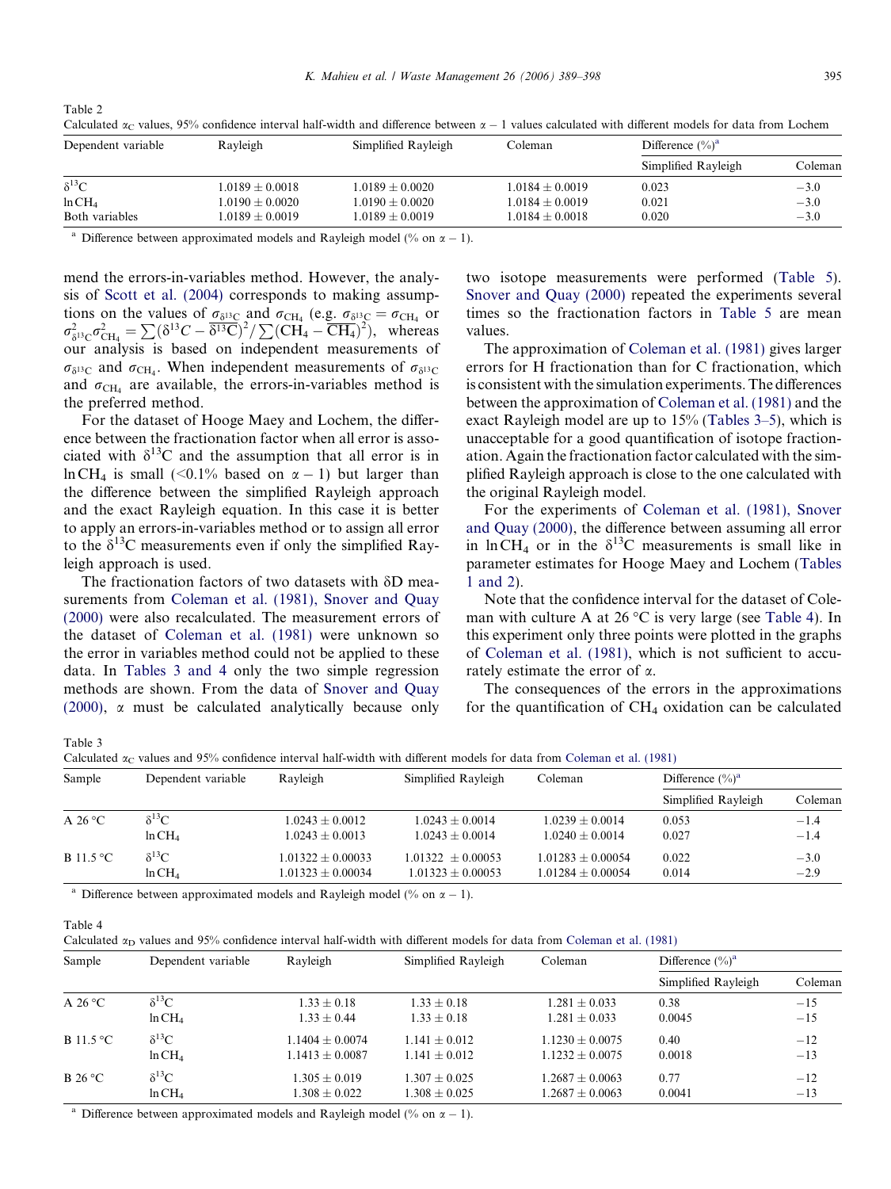Table 2
Calculated $\alpha_C$ values, 95% confidence interval half-width and difference between $\alpha - 1$ values calculated with different models for data from Lochem

| Dependent variable | Rayleigh | Simplified Rayleigh | Coleman | Difference (%)[a] | |
|---|---|---|---|---|---|
| | | | | Simplified Rayleigh | Coleman |
| $\delta^{13}C$ | $1.0189 \pm 0.0018$ | $1.0189 \pm 0.0020$ | $1.0184 \pm 0.0019$ | 0.023 | −3.0 |
| $\ln CH_4$ | $1.0190 \pm 0.0020$ | $1.0190 \pm 0.0020$ | $1.0184 \pm 0.0019$ | 0.021 | −3.0 |
| Both variables | $1.0189 \pm 0.0019$ | $1.0189 \pm 0.0019$ | $1.0184 \pm 0.0018$ | 0.020 | −3.0 |

[a] Difference between approximated models and Rayleigh model (% on $\alpha - 1$).

mend the errors-in-variables method. However, the analysis of Scott et al. (2004) corresponds to making assumptions on the values of $\sigma_{\delta^{13}C}$ and $\sigma_{CH_4}$ (e.g. $\sigma_{\delta^{13}C} = \sigma_{CH_4}$ or $\sigma^2_{\delta^{13}C}\sigma^2_{CH_4} = \sum(\delta^{13}C - \overline{\delta^{13}C})^2 / \sum(CH_4 - \overline{CH_4})^2$), whereas our analysis is based on independent measurements of $\sigma_{\delta^{13}C}$ and $\sigma_{CH_4}$. When independent measurements of $\sigma_{\delta^{13}C}$ and $\sigma_{CH_4}$ are available, the errors-in-variables method is the preferred method.

For the dataset of Hooge Maey and Lochem, the difference between the fractionation factor when all error is associated with $\delta^{13}C$ and the assumption that all error is in $\ln CH_4$ is small (<0.1% based on $\alpha - 1$) but larger than the difference between the simplified Rayleigh approach and the exact Rayleigh equation. In this case it is better to apply an errors-in-variables method or to assign all error to the $\delta^{13}C$ measurements even if only the simplified Rayleigh approach is used.

The fractionation factors of two datasets with δD measurements from Coleman et al. (1981), Snover and Quay (2000) were also recalculated. The measurement errors of the dataset of Coleman et al. (1981) were unknown so the error in variables method could not be applied to these data. In Tables 3 and 4 only the two simple regression methods are shown. From the data of Snover and Quay (2000), α must be calculated analytically because only two isotope measurements were performed (Table 5). Snover and Quay (2000) repeated the experiments several times so the fractionation factors in Table 5 are mean values.

The approximation of Coleman et al. (1981) gives larger errors for H fractionation than for C fractionation, which is consistent with the simulation experiments. The differences between the approximation of Coleman et al. (1981) and the exact Rayleigh model are up to 15% (Tables 3–5), which is unacceptable for a good quantification of isotope fractionation. Again the fractionation factor calculated with the simplified Rayleigh approach is close to the one calculated with the original Rayleigh model.

For the experiments of Coleman et al. (1981), Snover and Quay (2000), the difference between assuming all error in $\ln CH_4$ or in the $\delta^{13}C$ measurements is small like in parameter estimates for Hooge Maey and Lochem (Tables 1 and 2).

Note that the confidence interval for the dataset of Coleman with culture A at 26 °C is very large (see Table 4). In this experiment only three points were plotted in the graphs of Coleman et al. (1981), which is not sufficient to accurately estimate the error of α.

The consequences of the errors in the approximations for the quantification of $CH_4$ oxidation can be calculated

Table 3
Calculated $\alpha_C$ values and 95% confidence interval half-width with different models for data from Coleman et al. (1981)

| Sample | Dependent variable | Rayleigh | Simplified Rayleigh | Coleman | Difference (%)[a] | |
|---|---|---|---|---|---|---|
| | | | | | Simplified Rayleigh | Coleman |
| A 26 °C | $\delta^{13}C$ | $1.0243 \pm 0.0012$ | $1.0243 \pm 0.0014$ | $1.0239 \pm 0.0014$ | 0.053 | −1.4 |
| | $\ln CH_4$ | $1.0243 \pm 0.0013$ | $1.0243 \pm 0.0014$ | $1.0240 \pm 0.0014$ | 0.027 | −1.4 |
| B 11.5 °C | $\delta^{13}C$ | $1.01322 \pm 0.00033$ | $1.01322 \pm 0.00053$ | $1.01283 \pm 0.00054$ | 0.022 | −3.0 |
| | $\ln CH_4$ | $1.01323 \pm 0.00034$ | $1.01323 \pm 0.00053$ | $1.01284 \pm 0.00054$ | 0.014 | −2.9 |

[a] Difference between approximated models and Rayleigh model (% on $\alpha - 1$).

Table 4
Calculated $\alpha_D$ values and 95% confidence interval half-width with different models for data from Coleman et al. (1981)

| Sample | Dependent variable | Rayleigh | Simplified Rayleigh | Coleman | Difference (%)[a] | |
|---|---|---|---|---|---|---|
| | | | | | Simplified Rayleigh | Coleman |
| A 26 °C | $\delta^{13}C$ | $1.33 \pm 0.18$ | $1.33 \pm 0.18$ | $1.281 \pm 0.033$ | 0.38 | −15 |
| | $\ln CH_4$ | $1.33 \pm 0.44$ | $1.33 \pm 0.18$ | $1.281 \pm 0.033$ | 0.0045 | −15 |
| B 11.5 °C | $\delta^{13}C$ | $1.1404 \pm 0.0074$ | $1.141 \pm 0.012$ | $1.1230 \pm 0.0075$ | 0.40 | −12 |
| | $\ln CH_4$ | $1.1413 \pm 0.0087$ | $1.141 \pm 0.012$ | $1.1232 \pm 0.0075$ | 0.0018 | −13 |
| B 26 °C | $\delta^{13}C$ | $1.305 \pm 0.019$ | $1.307 \pm 0.025$ | $1.2687 \pm 0.0063$ | 0.77 | −12 |
| | $\ln CH_4$ | $1.308 \pm 0.022$ | $1.308 \pm 0.025$ | $1.2687 \pm 0.0063$ | 0.0041 | −13 |

[a] Difference between approximated models and Rayleigh model (% on $\alpha - 1$).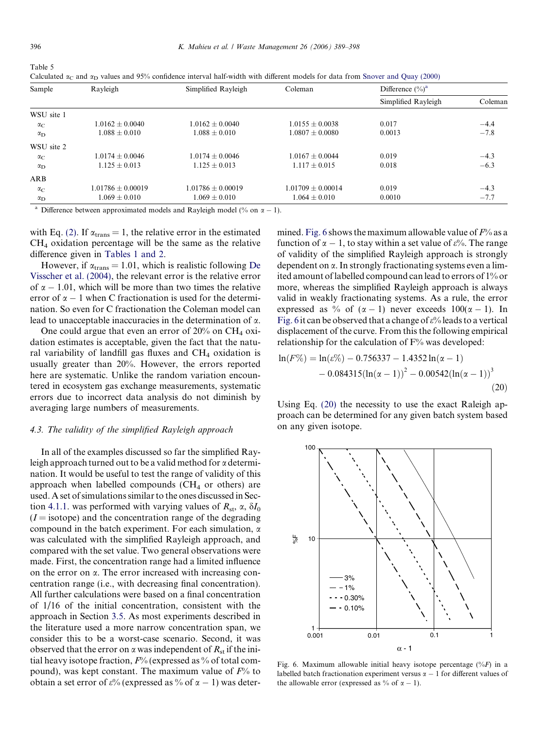Table 5

Calculated $\alpha_C$ and $\alpha_D$ values and 95% confidence interval half-width with different models for data from Snover and Quay (2000)

| Sample | Rayleigh | Simplified Rayleigh | Coleman | Difference (%)[a] | |
|---|---|---|---|---|---|
| | | | | Simplified Rayleigh | Coleman |
| WSU site 1 | | | | | |
| $\alpha_C$ | 1.0162 ± 0.0040 | 1.0162 ± 0.0040 | 1.0155 ± 0.0038 | 0.017 | −4.4 |
| $\alpha_D$ | 1.088 ± 0.010 | 1.088 ± 0.010 | 1.0807 ± 0.0080 | 0.0013 | −7.8 |
| WSU site 2 | | | | | |
| $\alpha_C$ | 1.0174 ± 0.0046 | 1.0174 ± 0.0046 | 1.0167 ± 0.0044 | 0.019 | −4.3 |
| $\alpha_D$ | 1.125 ± 0.013 | 1.125 ± 0.013 | 1.117 ± 0.015 | 0.018 | −6.3 |
| ARB | | | | | |
| $\alpha_C$ | 1.01786 ± 0.00019 | 1.01786 ± 0.00019 | 1.01709 ± 0.00014 | 0.019 | −4.3 |
| $\alpha_D$ | 1.069 ± 0.010 | 1.069 ± 0.010 | 1.064 ± 0.010 | 0.0010 | −7.7 |

[a] Difference between approximated models and Rayleigh model (% on $\alpha - 1$).

with Eq. (2). If $\alpha_{trans} = 1$, the relative error in the estimated $CH_4$ oxidation percentage will be the same as the relative difference given in Tables 1 and 2.

However, if $\alpha_{trans} = 1.01$, which is realistic following De Visscher et al. (2004), the relevant error is the relative error of $\alpha - 1.01$, which will be more than two times the relative error of $\alpha - 1$ when C fractionation is used for the determination. So even for C fractionation the Coleman model can lead to unacceptable inaccuracies in the determination of $\alpha$.

One could argue that even an error of 20% on $CH_4$ oxidation estimates is acceptable, given the fact that the natural variability of landfill gas fluxes and $CH_4$ oxidation is usually greater than 20%. However, the errors reported here are systematic. Unlike the random variation encountered in ecosystem gas exchange measurements, systematic errors due to incorrect data analysis do not diminish by averaging large numbers of measurements.

### 4.3. The validity of the simplified Rayleigh approach

In all of the examples discussed so far the simplified Rayleigh approach turned out to be a valid method for $\alpha$ determination. It would be useful to test the range of validity of this approach when labelled compounds ($CH_4$ or others) are used. A set of simulations similar to the ones discussed in Section 4.1.1. was performed with varying values of $R_{st}$, $\alpha$, $\delta I_0$ ($I$ = isotope) and the concentration range of the degrading compound in the batch experiment. For each simulation, $\alpha$ was calculated with the simplified Rayleigh approach, and compared with the set value. Two general observations were made. First, the concentration range had a limited influence on the error on $\alpha$. The error increased with increasing concentration range (i.e., with decreasing final concentration). All further calculations were based on a final concentration of 1/16 of the initial concentration, consistent with the approach in Section 3.5. As most experiments described in the literature used a more narrow concentration span, we consider this to be a worst-case scenario. Second, it was observed that the error on $\alpha$ was independent of $R_{st}$ if the initial heavy isotope fraction, $F$% (expressed as % of total compound), was kept constant. The maximum value of $F$% to obtain a set error of $\varepsilon$% (expressed as % of $\alpha - 1$) was determined. Fig. 6 shows the maximum allowable value of $F$% as a function of $\alpha - 1$, to stay within a set value of $\varepsilon$%. The range of validity of the simplified Rayleigh approach is strongly dependent on $\alpha$. In strongly fractionating systems even a limited amount of labelled compound can lead to errors of 1% or more, whereas the simplified Rayleigh approach is always valid in weakly fractionating systems. As a rule, the error expressed as % of $(\alpha - 1)$ never exceeds $100(\alpha - 1)$. In Fig. 6 it can be observed that a change of $\varepsilon$% leads to a vertical displacement of the curve. From this the following empirical relationship for the calculation of F% was developed:

$$\ln(F\%) = \ln(\varepsilon\%) - 0.756337 - 1.4352\ln(\alpha - 1) - 0.084315(\ln(\alpha - 1))^2 - 0.00542(\ln(\alpha - 1))^3 \quad (20)$$

Using Eq. (20) the necessity to use the exact Raleigh approach can be determined for any given batch system based on any given isotope.

Fig. 6. Maximum allowable initial heavy isotope percentage (%$F$) in a labelled batch fractionation experiment versus $\alpha - 1$ for different values of the allowable error (expressed as % of $\alpha - 1$).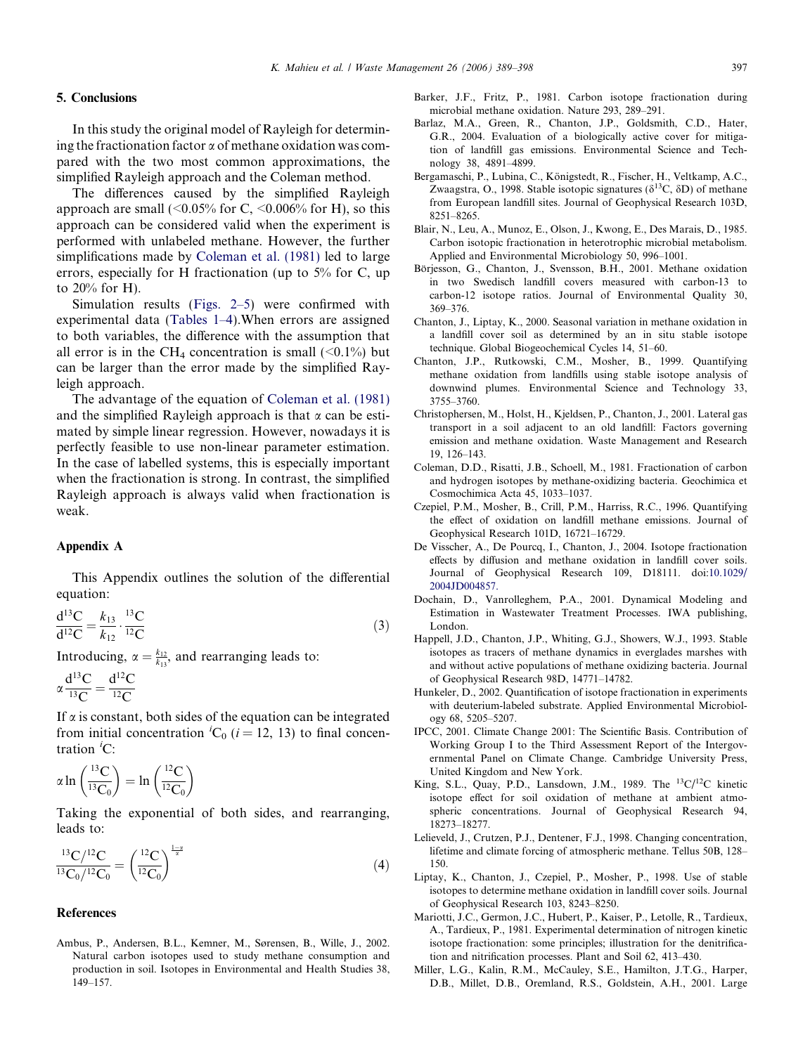## 5. Conclusions

In this study the original model of Rayleigh for determining the fractionation factor $\alpha$ of methane oxidation was compared with the two most common approximations, the simplified Rayleigh approach and the Coleman method.

The differences caused by the simplified Rayleigh approach are small (<0.05% for C, <0.006% for H), so this approach can be considered valid when the experiment is performed with unlabeled methane. However, the further simplifications made by Coleman et al. (1981) led to large errors, especially for H fractionation (up to 5% for C, up to 20% for H).

Simulation results (Figs. 2–5) were confirmed with experimental data (Tables 1–4).When errors are assigned to both variables, the difference with the assumption that all error is in the $CH_4$ concentration is small (<0.1%) but can be larger than the error made by the simplified Rayleigh approach.

The advantage of the equation of Coleman et al. (1981) and the simplified Rayleigh approach is that $\alpha$ can be estimated by simple linear regression. However, nowadays it is perfectly feasible to use non-linear parameter estimation. In the case of labelled systems, this is especially important when the fractionation is strong. In contrast, the simplified Rayleigh approach is always valid when fractionation is weak.

## Appendix A

This Appendix outlines the solution of the differential equation:

$$\frac{d^{13}C}{d^{12}C} = \frac{k_{13}}{k_{12}} \cdot \frac{^{13}C}{^{12}C} \tag{3}$$

Introducing, $\alpha = \frac{k_{12}}{k_{13}}$, and rearranging leads to:

$$\alpha \frac{d^{13}C}{^{13}C} = \frac{d^{12}C}{^{12}C}$$

If $\alpha$ is constant, both sides of the equation can be integrated from initial concentration $^{i}C_0$ ($i = 12, 13$) to final concentration $^{i}C$:

$$\alpha \ln\left(\frac{^{13}C}{^{13}C_0}\right) = \ln\left(\frac{^{12}C}{^{12}C_0}\right)$$

Taking the exponential of both sides, and rearranging, leads to:

$$\frac{^{13}C/^{12}C}{^{13}C_0/^{12}C_0} = \left(\frac{^{12}C}{^{12}C_0}\right)^{\frac{1-\alpha}{\alpha}} \tag{4}$$

## References

Ambus, P., Andersen, B.L., Kemner, M., Sørensen, B., Wille, J., 2002. Natural carbon isotopes used to study methane consumption and production in soil. Isotopes in Environmental and Health Studies 38, 149–157.

Barker, J.F., Fritz, P., 1981. Carbon isotope fractionation during microbial methane oxidation. Nature 293, 289–291.

Barlaz, M.A., Green, R., Chanton, J.P., Goldsmith, C.D., Hater, G.R., 2004. Evaluation of a biologically active cover for mitigation of landfill gas emissions. Environmental Science and Technology 38, 4891–4899.

Bergamaschi, P., Lubina, C., Königstedt, R., Fischer, H., Veltkamp, A.C., Zwaagstra, O., 1998. Stable isotopic signatures ($\delta^{13}C$, $\delta D$) of methane from European landfill sites. Journal of Geophysical Research 103D, 8251–8265.

Blair, N., Leu, A., Munoz, E., Olson, J., Kwong, E., Des Marais, D., 1985. Carbon isotopic fractionation in heterotrophic microbial metabolism. Applied and Environmental Microbiology 50, 996–1001.

Börjesson, G., Chanton, J., Svensson, B.H., 2001. Methane oxidation in two Swedisch landfill covers measured with carbon-13 to carbon-12 isotope ratios. Journal of Environmental Quality 30, 369–376.

Chanton, J., Liptay, K., 2000. Seasonal variation in methane oxidation in a landfill cover soil as determined by an in situ stable isotope technique. Global Biogeochemical Cycles 14, 51–60.

Chanton, J.P., Rutkowski, C.M., Mosher, B., 1999. Quantifying methane oxidation from landfills using stable isotope analysis of downwind plumes. Environmental Science and Technology 33, 3755–3760.

Christophersen, M., Holst, H., Kjeldsen, P., Chanton, J., 2001. Lateral gas transport in a soil adjacent to an old landfill: Factors governing emission and methane oxidation. Waste Management and Research 19, 126–143.

Coleman, D.D., Risatti, J.B., Schoell, M., 1981. Fractionation of carbon and hydrogen isotopes by methane-oxidizing bacteria. Geochimica et Cosmochimica Acta 45, 1033–1037.

Czepiel, P.M., Mosher, B., Crill, P.M., Harriss, R.C., 1996. Quantifying the effect of oxidation on landfill methane emissions. Journal of Geophysical Research 101D, 16721–16729.

De Visscher, A., De Pourcq, I., Chanton, J., 2004. Isotope fractionation effects by diffusion and methane oxidation in landfill cover soils. Journal of Geophysical Research 109, D18111. doi:10.1029/2004JD004857.

Dochain, D., Vanrolleghem, P.A., 2001. Dynamical Modeling and Estimation in Wastewater Treatment Processes. IWA publishing, London.

Happell, J.D., Chanton, J.P., Whiting, G.J., Showers, W.J., 1993. Stable isotopes as tracers of methane dynamics in everglades marshes with and without active populations of methane oxidizing bacteria. Journal of Geophysical Research 98D, 14771–14782.

Hunkeler, D., 2002. Quantification of isotope fractionation in experiments with deuterium-labeled substrate. Applied Environmental Microbiology 68, 5205–5207.

IPCC, 2001. Climate Change 2001: The Scientific Basis. Contribution of Working Group I to the Third Assessment Report of the Intergovernmental Panel on Climate Change. Cambridge University Press, United Kingdom and New York.

King, S.L., Quay, P.D., Lansdown, J.M., 1989. The $^{13}C/^{12}C$ kinetic isotope effect for soil oxidation of methane at ambient atmospheric concentrations. Journal of Geophysical Research 94, 18273–18277.

Lelieveld, J., Crutzen, P.J., Dentener, F.J., 1998. Changing concentration, lifetime and climate forcing of atmospheric methane. Tellus 50B, 128–150.

Liptay, K., Chanton, J., Czepiel, P., Mosher, P., 1998. Use of stable isotopes to determine methane oxidation in landfill cover soils. Journal of Geophysical Research 103, 8243–8250.

Mariotti, J.C., Germon, J.C., Hubert, P., Kaiser, P., Letolle, R., Tardieux, A., Tardieux, P., 1981. Experimental determination of nitrogen kinetic isotope fractionation: some principles; illustration for the denitrification and nitrification processes. Plant and Soil 62, 413–430.

Miller, L.G., Kalin, R.M., McCauley, S.E., Hamilton, J.T.G., Harper, D.B., Millet, D.B., Oremland, R.S., Goldstein, A.H., 2001. Large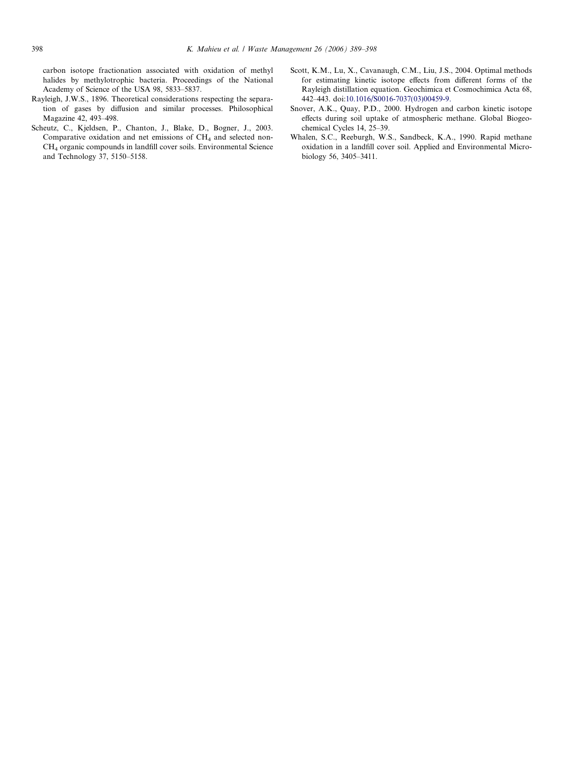carbon isotope fractionation associated with oxidation of methyl halides by methylotrophic bacteria. Proceedings of the National Academy of Science of the USA 98, 5833–5837.

Rayleigh, J.W.S., 1896. Theoretical considerations respecting the separation of gases by diffusion and similar processes. Philosophical Magazine 42, 493–498.

Scheutz, C., Kjeldsen, P., Chanton, J., Blake, D., Bogner, J., 2003. Comparative oxidation and net emissions of $CH_4$ and selected non-$CH_4$ organic compounds in landfill cover soils. Environmental Science and Technology 37, 5150–5158.

Scott, K.M., Lu, X., Cavanaugh, C.M., Liu, J.S., 2004. Optimal methods for estimating kinetic isotope effects from different forms of the Rayleigh distillation equation. Geochimica et Cosmochimica Acta 68, 442–443. doi:10.1016/S0016-7037(03)00459-9.

Snover, A.K., Quay, P.D., 2000. Hydrogen and carbon kinetic isotope effects during soil uptake of atmospheric methane. Global Biogeochemical Cycles 14, 25–39.

Whalen, S.C., Reeburgh, W.S., Sandbeck, K.A., 1990. Rapid methane oxidation in a landfill cover soil. Applied and Environmental Microbiology 56, 3405–3411.